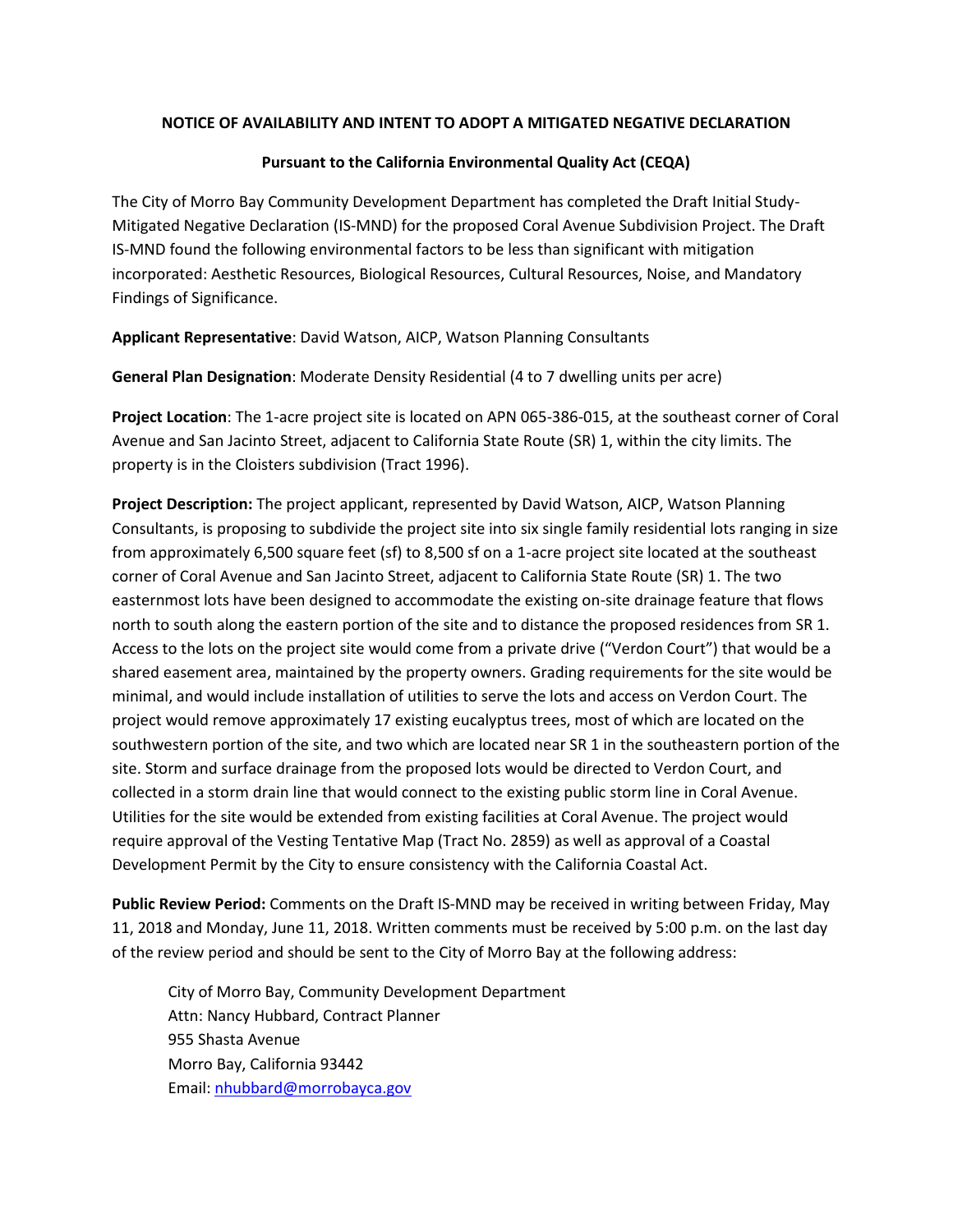**NOTICE OF AVAILABILITY AND INTENT TO ADOPT A MITIGATED NEGATIVE DECLARATION**

**Pursuant to the California Environmental Quality Act (CEQA)**

The City of Morro Bay Community Development Department has completed the Draft Initial Study-Mitigated Negative Declaration (IS-MND) for the proposed Coral Avenue Subdivision Project. The Draft IS-MND found the following environmental factors to be less than significant with mitigation incorporated: Aesthetic Resources, Biological Resources, Cultural Resources, Noise, and Mandatory Findings of Significance.

**Applicant Representative**: David Watson, AICP, Watson Planning Consultants

**General Plan Designation**: Moderate Density Residential (4 to 7 dwelling units per acre)

**Project Location**: The 1-acre project site is located on APN 065-386-015, at the southeast corner of Coral Avenue and San Jacinto Street, adjacent to California State Route (SR) 1, within the city limits. The property is in the Cloisters subdivision (Tract 1996).

**Project Description:** The project applicant, represented by David Watson, AICP, Watson Planning Consultants, is proposing to subdivide the project site into six single family residential lots ranging in size from approximately 6,500 square feet (sf) to 8,500 sf on a 1-acre project site located at the southeast corner of Coral Avenue and San Jacinto Street, adjacent to California State Route (SR) 1. The two easternmost lots have been designed to accommodate the existing on-site drainage feature that flows north to south along the eastern portion of the site and to distance the proposed residences from SR 1. Access to the lots on the project site would come from a private drive ("Verdon Court") that would be a shared easement area, maintained by the property owners. Grading requirements for the site would be minimal, and would include installation of utilities to serve the lots and access on Verdon Court. The project would remove approximately 17 existing eucalyptus trees, most of which are located on the southwestern portion of the site, and two which are located near SR 1 in the southeastern portion of the site. Storm and surface drainage from the proposed lots would be directed to Verdon Court, and collected in a storm drain line that would connect to the existing public storm line in Coral Avenue. Utilities for the site would be extended from existing facilities at Coral Avenue. The project would require approval of the Vesting Tentative Map (Tract No. 2859) as well as approval of a Coastal Development Permit by the City to ensure consistency with the California Coastal Act.

**Public Review Period:** Comments on the Draft IS-MND may be received in writing between Friday, May 11, 2018 and Monday, June 11, 2018. Written comments must be received by 5:00 p.m. on the last day of the review period and should be sent to the City of Morro Bay at the following address:

City of Morro Bay, Community Development Department
Attn: Nancy Hubbard, Contract Planner
955 Shasta Avenue
Morro Bay, California 93442
Email: nhubbard@morrobayca.gov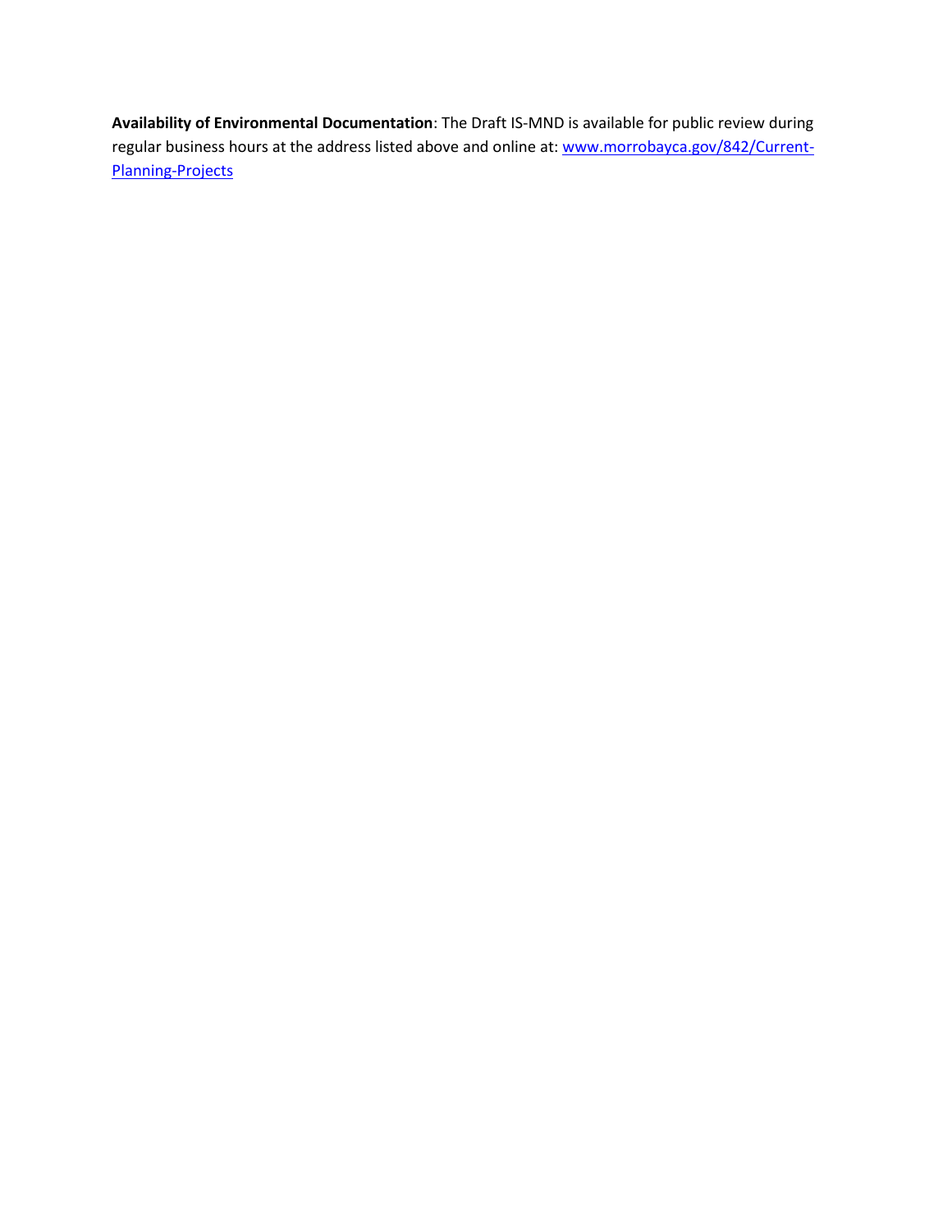**Availability of Environmental Documentation**: The Draft IS-MND is available for public review during regular business hours at the address listed above and online at: [www.morrobayca.gov/842/Current-Planning-Projects](www.morrobayca.gov/842/Current-Planning-Projects)